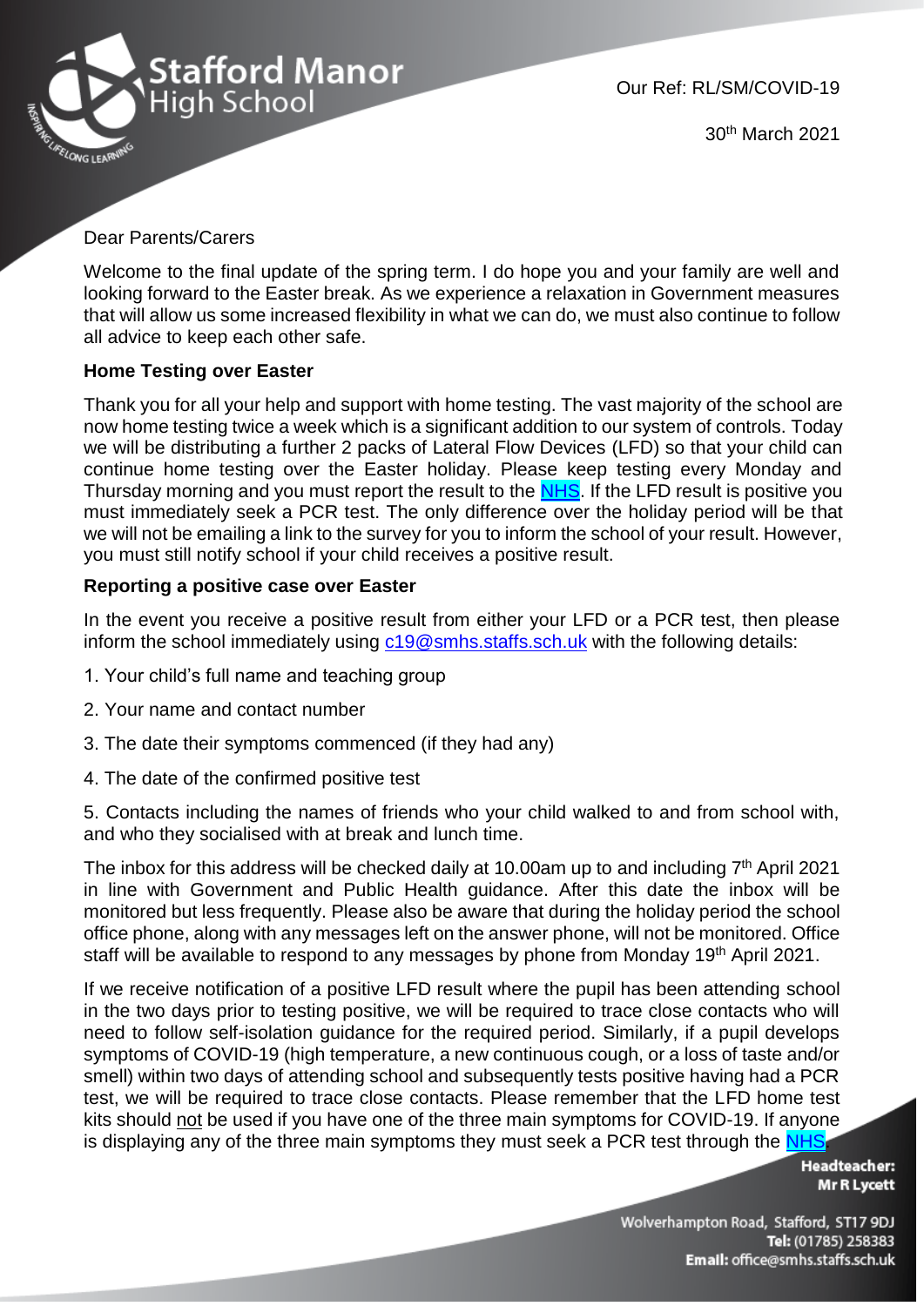Our Ref: RL/SM/COVID-19

30th March 2021

Dear Parents/Carers

Welcome to the final update of the spring term. I do hope you and your family are well and looking forward to the Easter break. As we experience a relaxation in Government measures that will allow us some increased flexibility in what we can do, we must also continue to follow all advice to keep each other safe.

**Home Testing over Easter**

Thank you for all your help and support with home testing. The vast majority of the school are now home testing twice a week which is a significant addition to our system of controls. Today we will be distributing a further 2 packs of Lateral Flow Devices (LFD) so that your child can continue home testing over the Easter holiday. Please keep testing every Monday and Thursday morning and you must report the result to the NHS. If the LFD result is positive you must immediately seek a PCR test. The only difference over the holiday period will be that we will not be emailing a link to the survey for you to inform the school of your result. However, you must still notify school if your child receives a positive result.

**Reporting a positive case over Easter**

In the event you receive a positive result from either your LFD or a PCR test, then please inform the school immediately using c19@smhs.staffs.sch.uk with the following details:

1. Your child's full name and teaching group
2. Your name and contact number
3. The date their symptoms commenced (if they had any)
4. The date of the confirmed positive test
5. Contacts including the names of friends who your child walked to and from school with, and who they socialised with at break and lunch time.

The inbox for this address will be checked daily at 10.00am up to and including 7th April 2021 in line with Government and Public Health guidance. After this date the inbox will be monitored but less frequently. Please also be aware that during the holiday period the school office phone, along with any messages left on the answer phone, will not be monitored. Office staff will be available to respond to any messages by phone from Monday 19th April 2021.

If we receive notification of a positive LFD result where the pupil has been attending school in the two days prior to testing positive, we will be required to trace close contacts who will need to follow self-isolation guidance for the required period. Similarly, if a pupil develops symptoms of COVID-19 (high temperature, a new continuous cough, or a loss of taste and/or smell) within two days of attending school and subsequently tests positive having had a PCR test, we will be required to trace close contacts. Please remember that the LFD home test kits should not be used if you have one of the three main symptoms for COVID-19. If anyone is displaying any of the three main symptoms they must seek a PCR test through the NHS.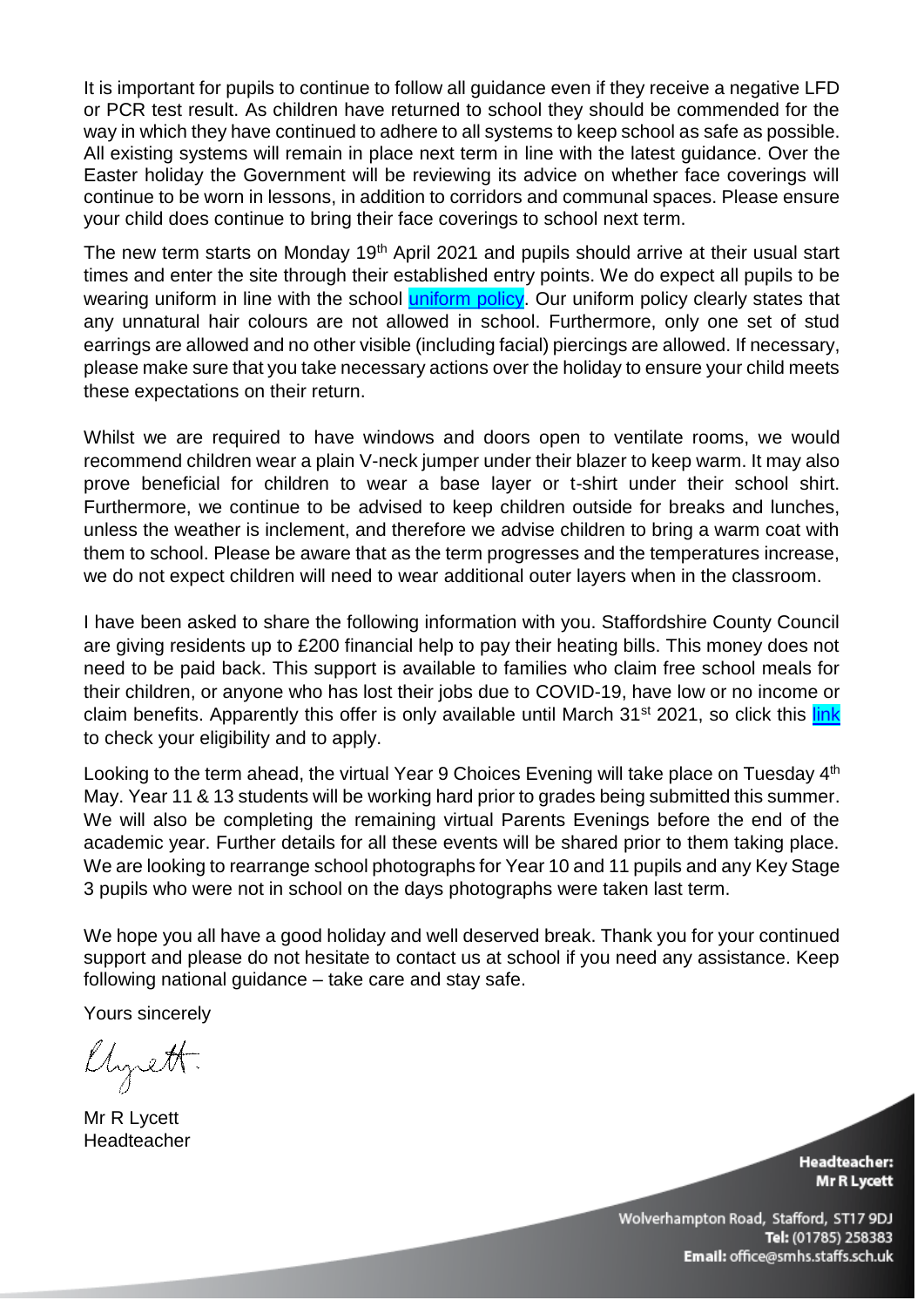It is important for pupils to continue to follow all guidance even if they receive a negative LFD or PCR test result. As children have returned to school they should be commended for the way in which they have continued to adhere to all systems to keep school as safe as possible. All existing systems will remain in place next term in line with the latest guidance. Over the Easter holiday the Government will be reviewing its advice on whether face coverings will continue to be worn in lessons, in addition to corridors and communal spaces. Please ensure your child does continue to bring their face coverings to school next term.

The new term starts on Monday 19th April 2021 and pupils should arrive at their usual start times and enter the site through their established entry points. We do expect all pupils to be wearing uniform in line with the school uniform policy. Our uniform policy clearly states that any unnatural hair colours are not allowed in school. Furthermore, only one set of stud earrings are allowed and no other visible (including facial) piercings are allowed. If necessary, please make sure that you take necessary actions over the holiday to ensure your child meets these expectations on their return.

Whilst we are required to have windows and doors open to ventilate rooms, we would recommend children wear a plain V-neck jumper under their blazer to keep warm. It may also prove beneficial for children to wear a base layer or t-shirt under their school shirt. Furthermore, we continue to be advised to keep children outside for breaks and lunches, unless the weather is inclement, and therefore we advise children to bring a warm coat with them to school. Please be aware that as the term progresses and the temperatures increase, we do not expect children will need to wear additional outer layers when in the classroom.

I have been asked to share the following information with you. Staffordshire County Council are giving residents up to £200 financial help to pay their heating bills. This money does not need to be paid back. This support is available to families who claim free school meals for their children, or anyone who has lost their jobs due to COVID-19, have low or no income or claim benefits. Apparently this offer is only available until March 31st 2021, so click this link to check your eligibility and to apply.

Looking to the term ahead, the virtual Year 9 Choices Evening will take place on Tuesday 4th May. Year 11 & 13 students will be working hard prior to grades being submitted this summer. We will also be completing the remaining virtual Parents Evenings before the end of the academic year. Further details for all these events will be shared prior to them taking place. We are looking to rearrange school photographs for Year 10 and 11 pupils and any Key Stage 3 pupils who were not in school on the days photographs were taken last term.

We hope you all have a good holiday and well deserved break. Thank you for your continued support and please do not hesitate to contact us at school if you need any assistance. Keep following national guidance – take care and stay safe.

Yours sincerely

Mr R Lycett
Headteacher

**Headteacher:**
**Mr R Lycett**

Wolverhampton Road, Stafford, ST17 9DJ
**Tel:** (01785) 258383
**Email:** office@smhs.staffs.sch.uk